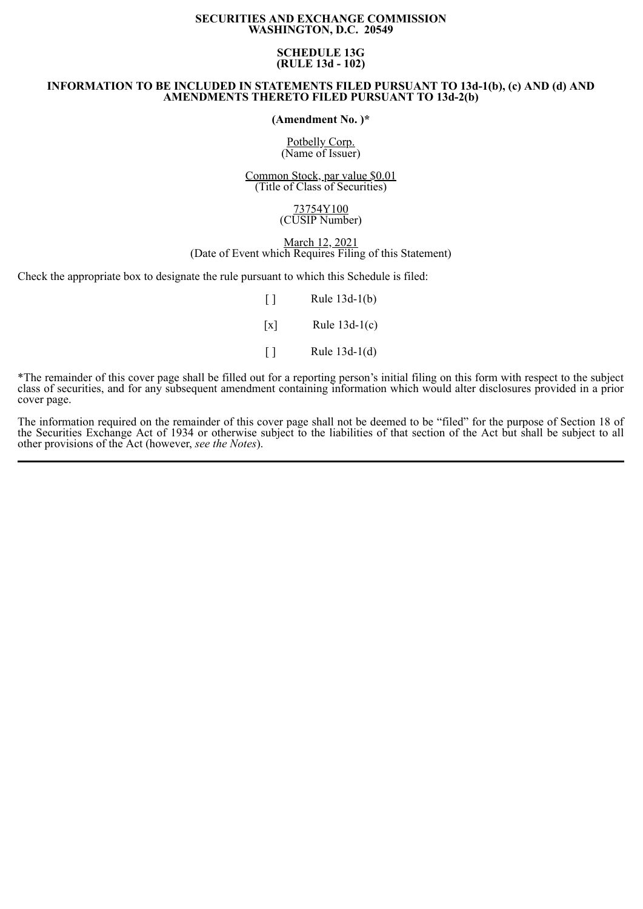**SECURITIES AND EXCHANGE COMMISSION**
**WASHINGTON, D.C. 20549**

**SCHEDULE 13G**
**(RULE 13d - 102)**

**INFORMATION TO BE INCLUDED IN STATEMENTS FILED PURSUANT TO 13d-1(b), (c) AND (d) AND AMENDMENTS THERETO FILED PURSUANT TO 13d-2(b)**

**(Amendment No. )***

Potbelly Corp.
(Name of Issuer)

Common Stock, par value $0.01
(Title of Class of Securities)

73754Y100
(CUSIP Number)

March 12, 2021
(Date of Event which Requires Filing of this Statement)

Check the appropriate box to designate the rule pursuant to which this Schedule is filed:

[ ] Rule 13d-1(b)

[x] Rule 13d-1(c)

[ ] Rule 13d-1(d)

*The remainder of this cover page shall be filled out for a reporting person's initial filing on this form with respect to the subject class of securities, and for any subsequent amendment containing information which would alter disclosures provided in a prior cover page.

The information required on the remainder of this cover page shall not be deemed to be "filed" for the purpose of Section 18 of the Securities Exchange Act of 1934 or otherwise subject to the liabilities of that section of the Act but shall be subject to all other provisions of the Act (however, *see the Notes*).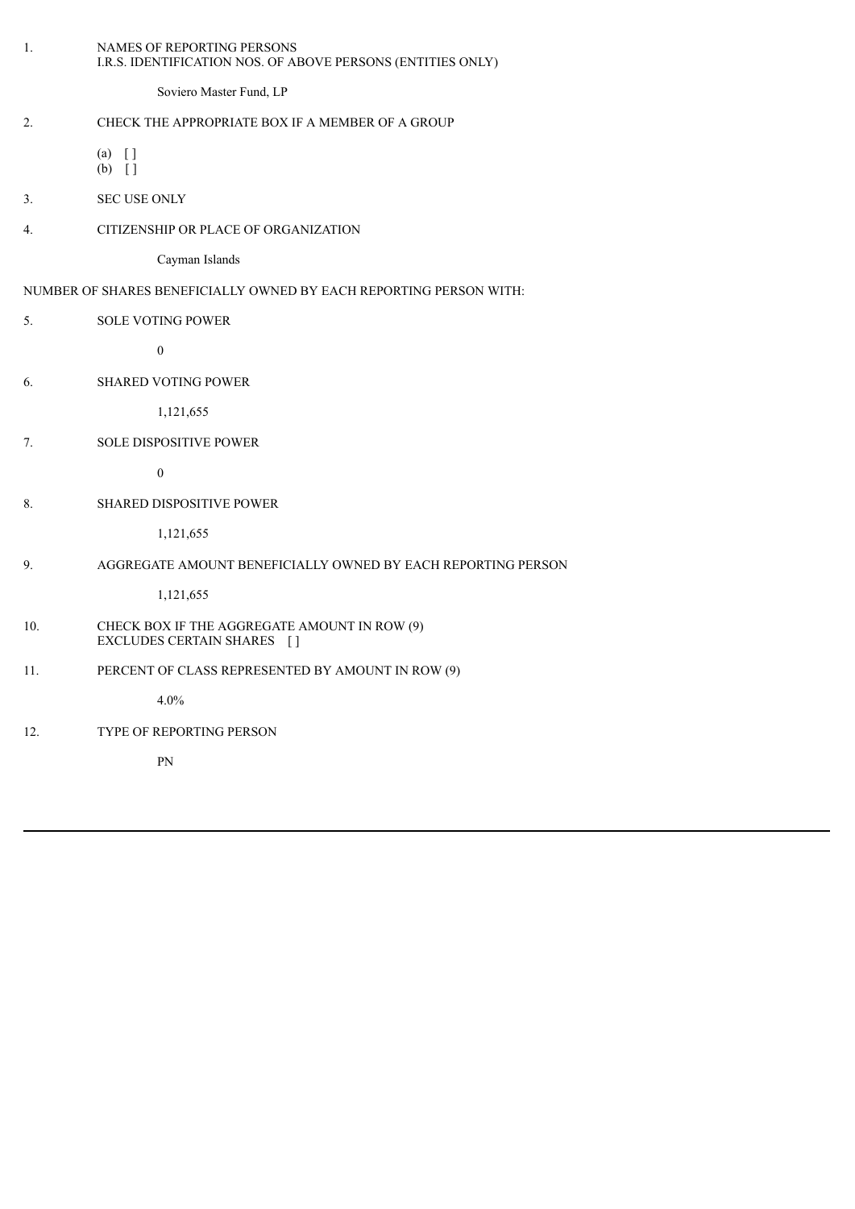1. NAMES OF REPORTING PERSONS
   I.R.S. IDENTIFICATION NOS. OF ABOVE PERSONS (ENTITIES ONLY)

   Soviero Master Fund, LP

2. CHECK THE APPROPRIATE BOX IF A MEMBER OF A GROUP

   (a) [ ]
   (b) [ ]

3. SEC USE ONLY

4. CITIZENSHIP OR PLACE OF ORGANIZATION

   Cayman Islands

NUMBER OF SHARES BENEFICIALLY OWNED BY EACH REPORTING PERSON WITH:

5. SOLE VOTING POWER

   0

6. SHARED VOTING POWER

   1,121,655

7. SOLE DISPOSITIVE POWER

   0

8. SHARED DISPOSITIVE POWER

   1,121,655

9. AGGREGATE AMOUNT BENEFICIALLY OWNED BY EACH REPORTING PERSON

   1,121,655

10. CHECK BOX IF THE AGGREGATE AMOUNT IN ROW (9)
    EXCLUDES CERTAIN SHARES [ ]

11. PERCENT OF CLASS REPRESENTED BY AMOUNT IN ROW (9)

    4.0%

12. TYPE OF REPORTING PERSON

    PN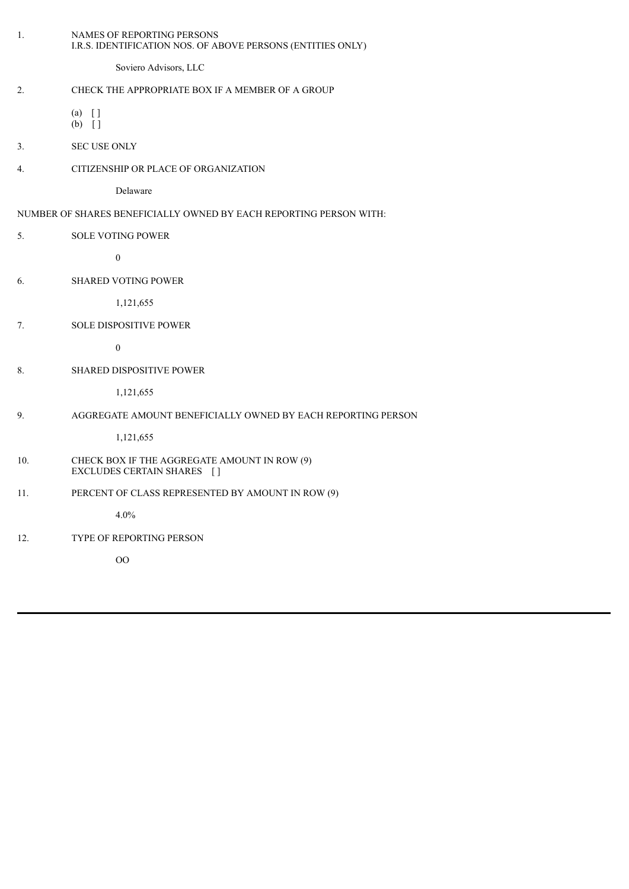1. NAMES OF REPORTING PERSONS
   I.R.S. IDENTIFICATION NOS. OF ABOVE PERSONS (ENTITIES ONLY)

   Soviero Advisors, LLC

2. CHECK THE APPROPRIATE BOX IF A MEMBER OF A GROUP

   (a) [ ]
   (b) [ ]

3. SEC USE ONLY

4. CITIZENSHIP OR PLACE OF ORGANIZATION

   Delaware

NUMBER OF SHARES BENEFICIALLY OWNED BY EACH REPORTING PERSON WITH:

5. SOLE VOTING POWER

   0

6. SHARED VOTING POWER

   1,121,655

7. SOLE DISPOSITIVE POWER

   0

8. SHARED DISPOSITIVE POWER

   1,121,655

9. AGGREGATE AMOUNT BENEFICIALLY OWNED BY EACH REPORTING PERSON

   1,121,655

10. CHECK BOX IF THE AGGREGATE AMOUNT IN ROW (9)
    EXCLUDES CERTAIN SHARES [ ]

11. PERCENT OF CLASS REPRESENTED BY AMOUNT IN ROW (9)

    4.0%

12. TYPE OF REPORTING PERSON

    OO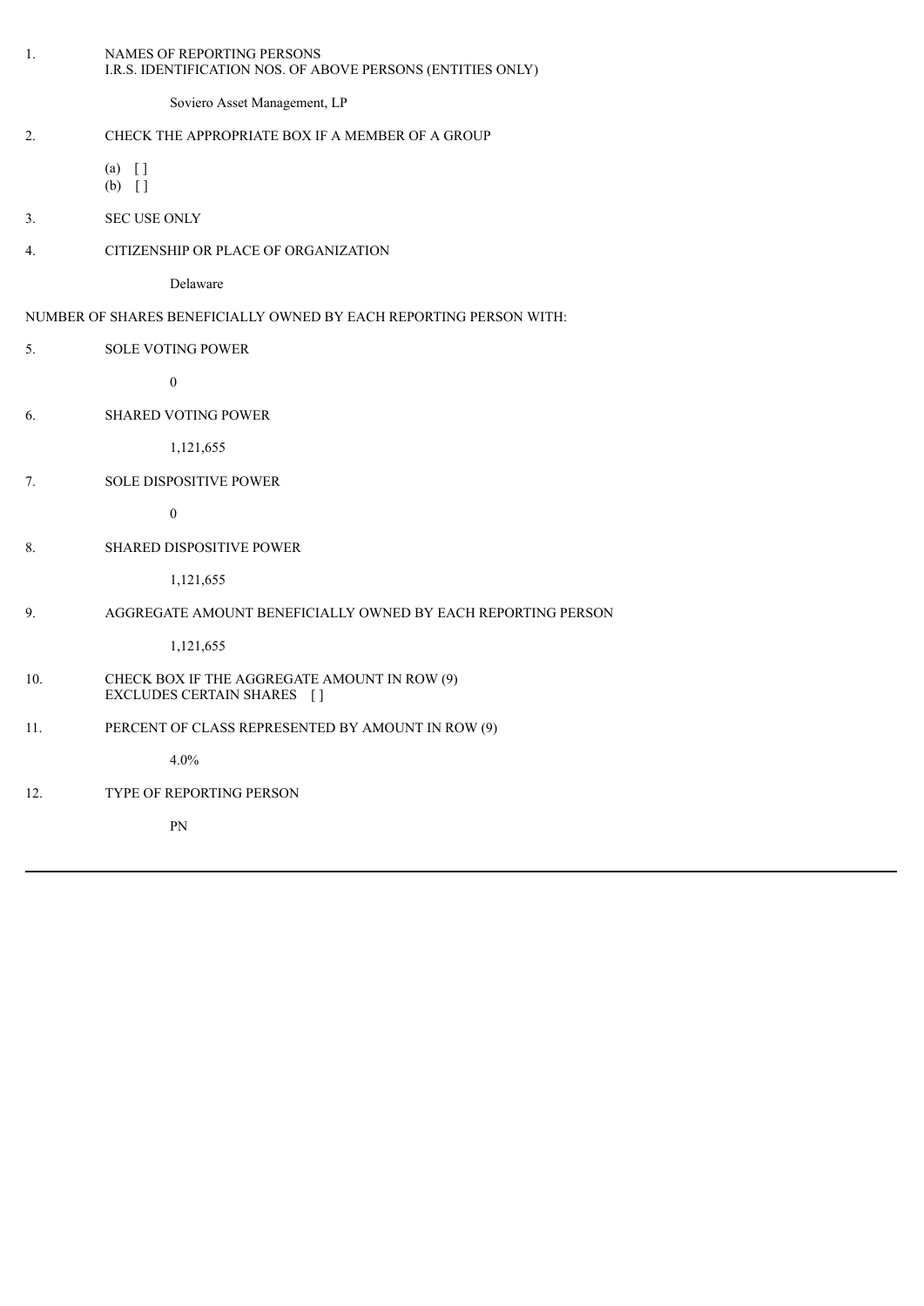1. NAMES OF REPORTING PERSONS
   I.R.S. IDENTIFICATION NOS. OF ABOVE PERSONS (ENTITIES ONLY)

   Soviero Asset Management, LP

2. CHECK THE APPROPRIATE BOX IF A MEMBER OF A GROUP

   (a) [ ]
   (b) [ ]

3. SEC USE ONLY

4. CITIZENSHIP OR PLACE OF ORGANIZATION

   Delaware

NUMBER OF SHARES BENEFICIALLY OWNED BY EACH REPORTING PERSON WITH:

5. SOLE VOTING POWER

   0

6. SHARED VOTING POWER

   1,121,655

7. SOLE DISPOSITIVE POWER

   0

8. SHARED DISPOSITIVE POWER

   1,121,655

9. AGGREGATE AMOUNT BENEFICIALLY OWNED BY EACH REPORTING PERSON

   1,121,655

10. CHECK BOX IF THE AGGREGATE AMOUNT IN ROW (9) EXCLUDES CERTAIN SHARES [ ]

11. PERCENT OF CLASS REPRESENTED BY AMOUNT IN ROW (9)

    4.0%

12. TYPE OF REPORTING PERSON

    PN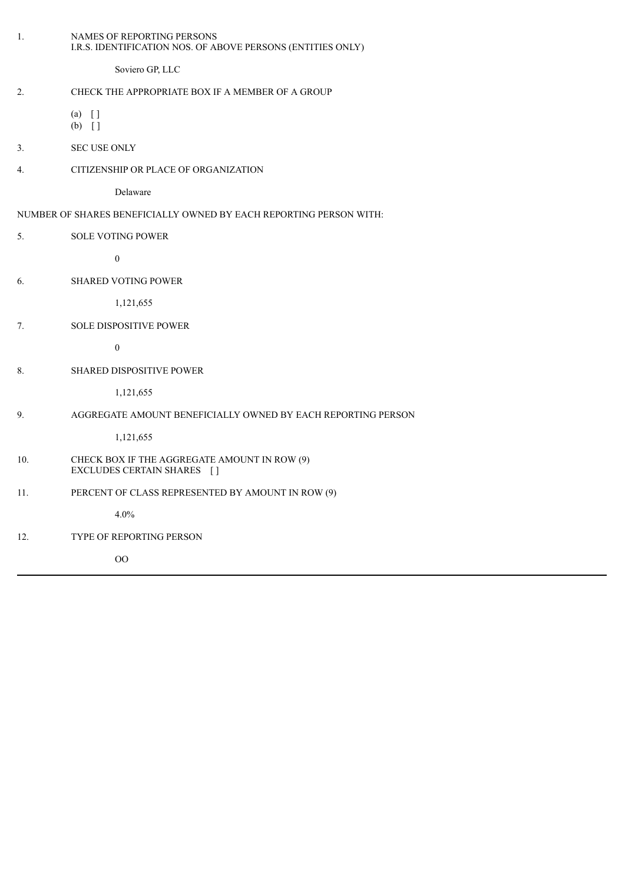1. NAMES OF REPORTING PERSONS
   I.R.S. IDENTIFICATION NOS. OF ABOVE PERSONS (ENTITIES ONLY)

   Soviero GP, LLC

2. CHECK THE APPROPRIATE BOX IF A MEMBER OF A GROUP

   (a) [ ]
   (b) [ ]

3. SEC USE ONLY

4. CITIZENSHIP OR PLACE OF ORGANIZATION

   Delaware

NUMBER OF SHARES BENEFICIALLY OWNED BY EACH REPORTING PERSON WITH:

5. SOLE VOTING POWER

   0

6. SHARED VOTING POWER

   1,121,655

7. SOLE DISPOSITIVE POWER

   0

8. SHARED DISPOSITIVE POWER

   1,121,655

9. AGGREGATE AMOUNT BENEFICIALLY OWNED BY EACH REPORTING PERSON

   1,121,655

10. CHECK BOX IF THE AGGREGATE AMOUNT IN ROW (9) EXCLUDES CERTAIN SHARES [ ]

11. PERCENT OF CLASS REPRESENTED BY AMOUNT IN ROW (9)

    4.0%

12. TYPE OF REPORTING PERSON

    OO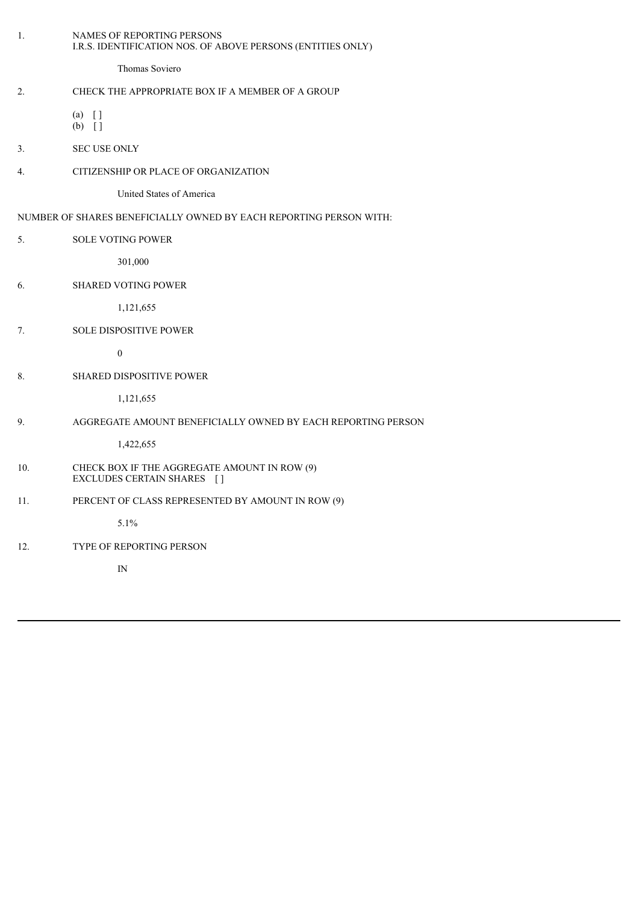1. NAMES OF REPORTING PERSONS
   I.R.S. IDENTIFICATION NOS. OF ABOVE PERSONS (ENTITIES ONLY)

   Thomas Soviero

2. CHECK THE APPROPRIATE BOX IF A MEMBER OF A GROUP

   (a) [ ]
   (b) [ ]

3. SEC USE ONLY

4. CITIZENSHIP OR PLACE OF ORGANIZATION

   United States of America

NUMBER OF SHARES BENEFICIALLY OWNED BY EACH REPORTING PERSON WITH:

5. SOLE VOTING POWER

   301,000

6. SHARED VOTING POWER

   1,121,655

7. SOLE DISPOSITIVE POWER

   0

8. SHARED DISPOSITIVE POWER

   1,121,655

9. AGGREGATE AMOUNT BENEFICIALLY OWNED BY EACH REPORTING PERSON

   1,422,655

10. CHECK BOX IF THE AGGREGATE AMOUNT IN ROW (9)
    EXCLUDES CERTAIN SHARES [ ]

11. PERCENT OF CLASS REPRESENTED BY AMOUNT IN ROW (9)

    5.1%

12. TYPE OF REPORTING PERSON

    IN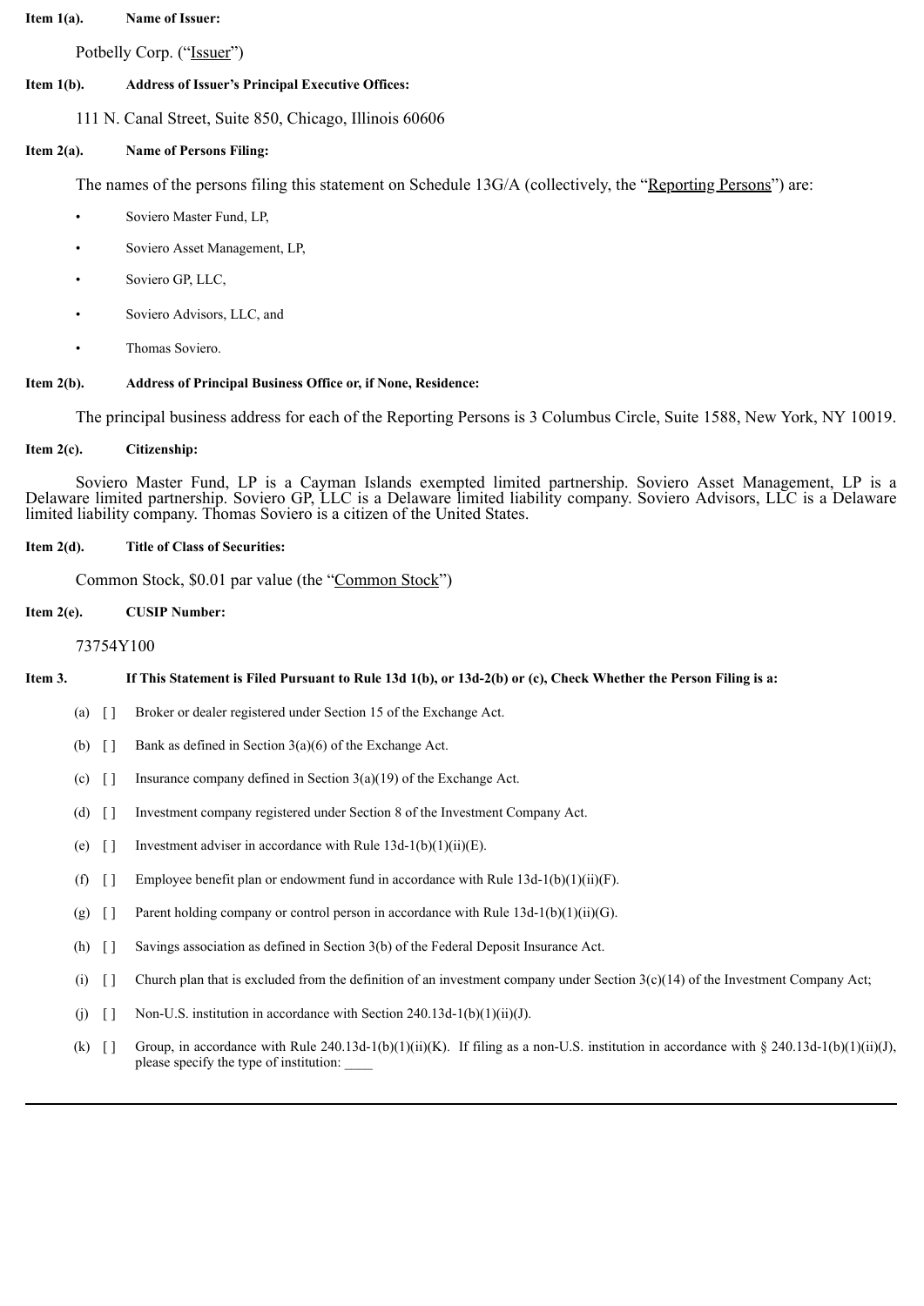**Item 1(a). Name of Issuer:**

Potbelly Corp. ("Issuer")

**Item 1(b). Address of Issuer's Principal Executive Offices:**

111 N. Canal Street, Suite 850, Chicago, Illinois 60606

**Item 2(a). Name of Persons Filing:**

The names of the persons filing this statement on Schedule 13G/A (collectively, the "Reporting Persons") are:

- Soviero Master Fund, LP,
- Soviero Asset Management, LP,
- Soviero GP, LLC,
- Soviero Advisors, LLC, and
- Thomas Soviero.

**Item 2(b). Address of Principal Business Office or, if None, Residence:**

The principal business address for each of the Reporting Persons is 3 Columbus Circle, Suite 1588, New York, NY 10019.

**Item 2(c). Citizenship:**

Soviero Master Fund, LP is a Cayman Islands exempted limited partnership. Soviero Asset Management, LP is a Delaware limited partnership. Soviero GP, LLC is a Delaware limited liability company. Soviero Advisors, LLC is a Delaware limited liability company. Thomas Soviero is a citizen of the United States.

**Item 2(d). Title of Class of Securities:**

Common Stock, $0.01 par value (the "Common Stock")

**Item 2(e). CUSIP Number:**

73754Y100

**Item 3. If This Statement is Filed Pursuant to Rule 13d 1(b), or 13d-2(b) or (c), Check Whether the Person Filing is a:**

(a) [ ] Broker or dealer registered under Section 15 of the Exchange Act.

(b) [ ] Bank as defined in Section 3(a)(6) of the Exchange Act.

(c) [ ] Insurance company defined in Section 3(a)(19) of the Exchange Act.

(d) [ ] Investment company registered under Section 8 of the Investment Company Act.

(e) [ ] Investment adviser in accordance with Rule 13d-1(b)(1)(ii)(E).

(f) [ ] Employee benefit plan or endowment fund in accordance with Rule 13d-1(b)(1)(ii)(F).

(g) [ ] Parent holding company or control person in accordance with Rule 13d-1(b)(1)(ii)(G).

(h) [ ] Savings association as defined in Section 3(b) of the Federal Deposit Insurance Act.

(i) [ ] Church plan that is excluded from the definition of an investment company under Section 3(c)(14) of the Investment Company Act;

(j) [ ] Non-U.S. institution in accordance with Section 240.13d-1(b)(1)(ii)(J).

(k) [ ] Group, in accordance with Rule 240.13d-1(b)(1)(ii)(K). If filing as a non-U.S. institution in accordance with § 240.13d-1(b)(1)(ii)(J), please specify the type of institution: ____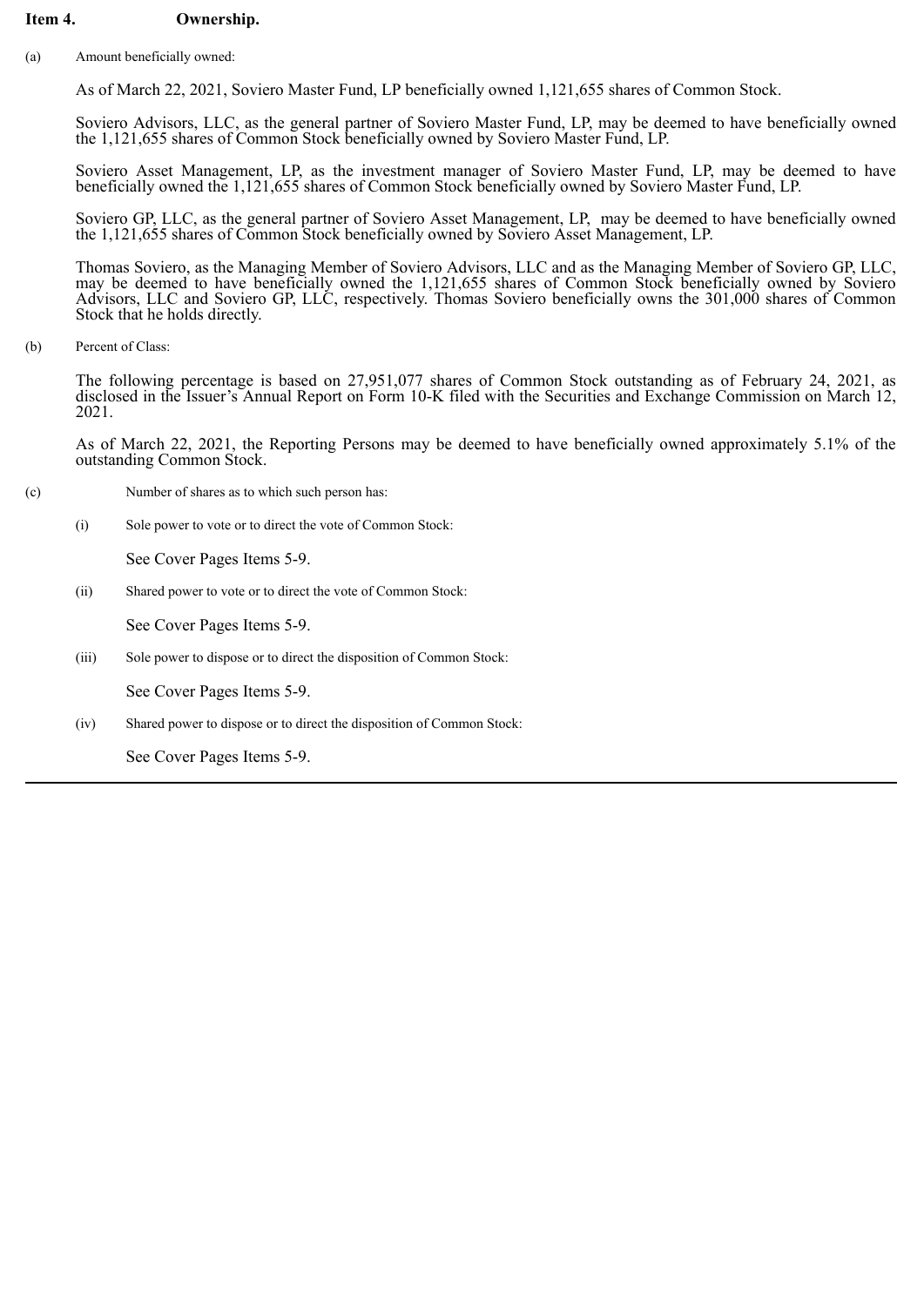**Item 4. Ownership.**

(a) Amount beneficially owned:

As of March 22, 2021, Soviero Master Fund, LP beneficially owned 1,121,655 shares of Common Stock.

Soviero Advisors, LLC, as the general partner of Soviero Master Fund, LP, may be deemed to have beneficially owned the 1,121,655 shares of Common Stock beneficially owned by Soviero Master Fund, LP.

Soviero Asset Management, LP, as the investment manager of Soviero Master Fund, LP, may be deemed to have beneficially owned the 1,121,655 shares of Common Stock beneficially owned by Soviero Master Fund, LP.

Soviero GP, LLC, as the general partner of Soviero Asset Management, LP, may be deemed to have beneficially owned the 1,121,655 shares of Common Stock beneficially owned by Soviero Asset Management, LP.

Thomas Soviero, as the Managing Member of Soviero Advisors, LLC and as the Managing Member of Soviero GP, LLC, may be deemed to have beneficially owned the 1,121,655 shares of Common Stock beneficially owned by Soviero Advisors, LLC and Soviero GP, LLC, respectively. Thomas Soviero beneficially owns the 301,000 shares of Common Stock that he holds directly.

(b) Percent of Class:

The following percentage is based on 27,951,077 shares of Common Stock outstanding as of February 24, 2021, as disclosed in the Issuer's Annual Report on Form 10-K filed with the Securities and Exchange Commission on March 12, 2021.

As of March 22, 2021, the Reporting Persons may be deemed to have beneficially owned approximately 5.1% of the outstanding Common Stock.

(c) Number of shares as to which such person has:

(i) Sole power to vote or to direct the vote of Common Stock:

See Cover Pages Items 5-9.

(ii) Shared power to vote or to direct the vote of Common Stock:

See Cover Pages Items 5-9.

(iii) Sole power to dispose or to direct the disposition of Common Stock:

See Cover Pages Items 5-9.

(iv) Shared power to dispose or to direct the disposition of Common Stock:

See Cover Pages Items 5-9.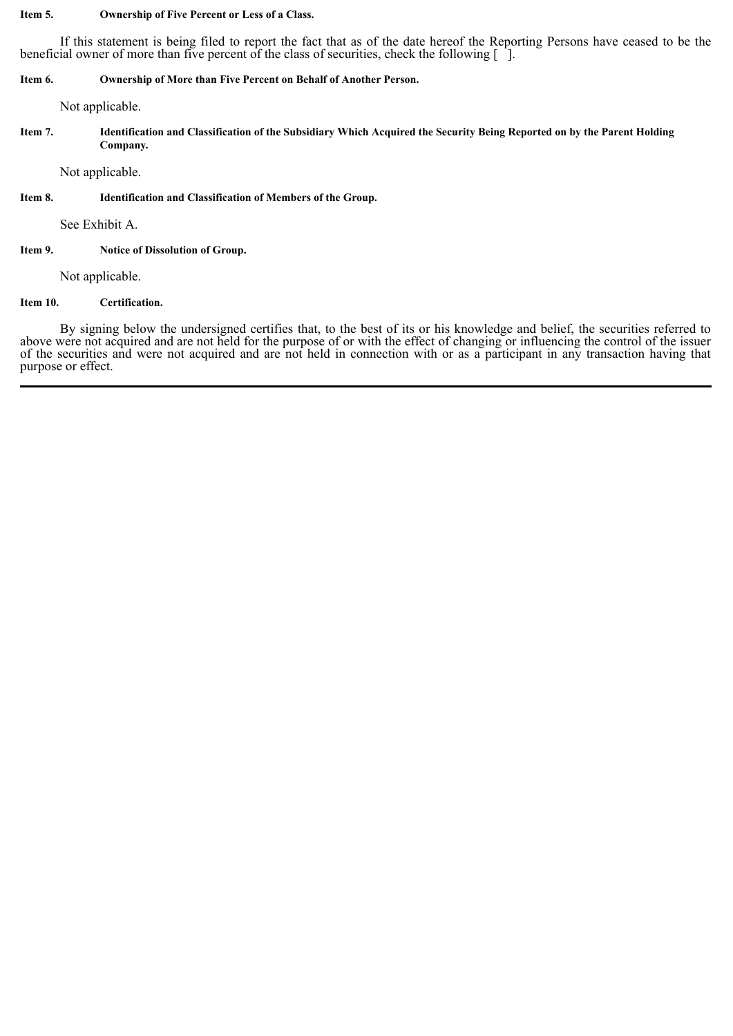**Item 5. Ownership of Five Percent or Less of a Class.**

If this statement is being filed to report the fact that as of the date hereof the Reporting Persons have ceased to be the beneficial owner of more than five percent of the class of securities, check the following [ ].

**Item 6. Ownership of More than Five Percent on Behalf of Another Person.**

Not applicable.

**Item 7. Identification and Classification of the Subsidiary Which Acquired the Security Being Reported on by the Parent Holding Company.**

Not applicable.

**Item 8. Identification and Classification of Members of the Group.**

See Exhibit A.

**Item 9. Notice of Dissolution of Group.**

Not applicable.

**Item 10. Certification.**

By signing below the undersigned certifies that, to the best of its or his knowledge and belief, the securities referred to above were not acquired and are not held for the purpose of or with the effect of changing or influencing the control of the issuer of the securities and were not acquired and are not held in connection with or as a participant in any transaction having that purpose or effect.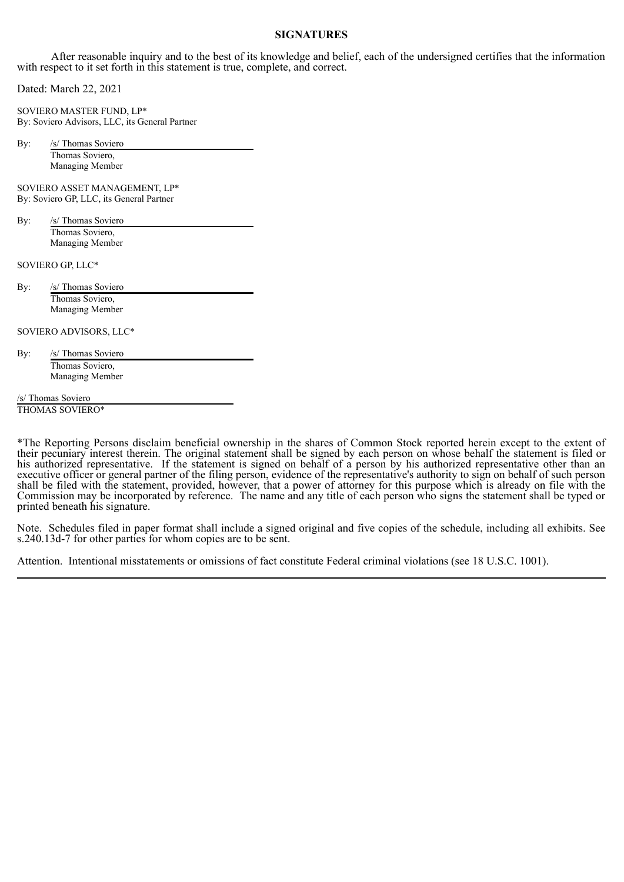## SIGNATURES

After reasonable inquiry and to the best of its knowledge and belief, each of the undersigned certifies that the information with respect to it set forth in this statement is true, complete, and correct.

Dated: March 22, 2021

SOVIERO MASTER FUND, LP*
By: Soviero Advisors, LLC, its General Partner

By: /s/ Thomas Soviero
Thomas Soviero,
Managing Member

SOVIERO ASSET MANAGEMENT, LP*
By: Soviero GP, LLC, its General Partner

By: /s/ Thomas Soviero
Thomas Soviero,
Managing Member

SOVIERO GP, LLC*

By: /s/ Thomas Soviero
Thomas Soviero,
Managing Member

SOVIERO ADVISORS, LLC*

By: /s/ Thomas Soviero
Thomas Soviero,
Managing Member

/s/ Thomas Soviero
THOMAS SOVIERO*

*The Reporting Persons disclaim beneficial ownership in the shares of Common Stock reported herein except to the extent of their pecuniary interest therein. The original statement shall be signed by each person on whose behalf the statement is filed or his authorized representative. If the statement is signed on behalf of a person by his authorized representative other than an executive officer or general partner of the filing person, evidence of the representative's authority to sign on behalf of such person shall be filed with the statement, provided, however, that a power of attorney for this purpose which is already on file with the Commission may be incorporated by reference. The name and any title of each person who signs the statement shall be typed or printed beneath his signature.

Note. Schedules filed in paper format shall include a signed original and five copies of the schedule, including all exhibits. See s.240.13d-7 for other parties for whom copies are to be sent.

Attention. Intentional misstatements or omissions of fact constitute Federal criminal violations (see 18 U.S.C. 1001).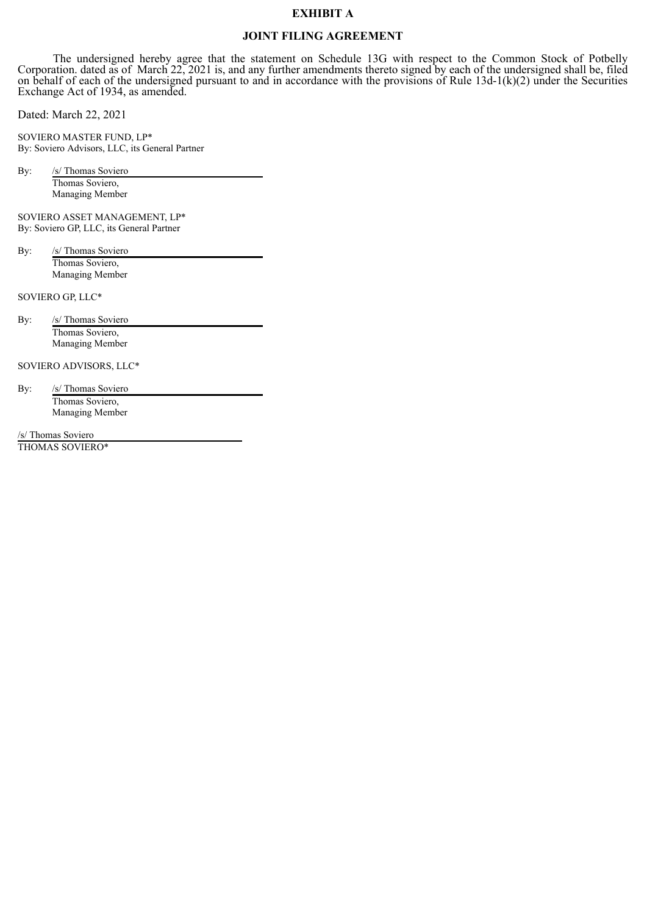# EXHIBIT A

## JOINT FILING AGREEMENT

The undersigned hereby agree that the statement on Schedule 13G with respect to the Common Stock of Potbelly Corporation. dated as of March 22, 2021 is, and any further amendments thereto signed by each of the undersigned shall be, filed on behalf of each of the undersigned pursuant to and in accordance with the provisions of Rule 13d-1(k)(2) under the Securities Exchange Act of 1934, as amended.

Dated: March 22, 2021

SOVIERO MASTER FUND, LP*
By: Soviero Advisors, LLC, its General Partner

By: /s/ Thomas Soviero
Thomas Soviero,
Managing Member

SOVIERO ASSET MANAGEMENT, LP*
By: Soviero GP, LLC, its General Partner

By: /s/ Thomas Soviero
Thomas Soviero,
Managing Member

SOVIERO GP, LLC*

By: /s/ Thomas Soviero
Thomas Soviero,
Managing Member

SOVIERO ADVISORS, LLC*

By: /s/ Thomas Soviero
Thomas Soviero,
Managing Member

/s/ Thomas Soviero
THOMAS SOVIERO*